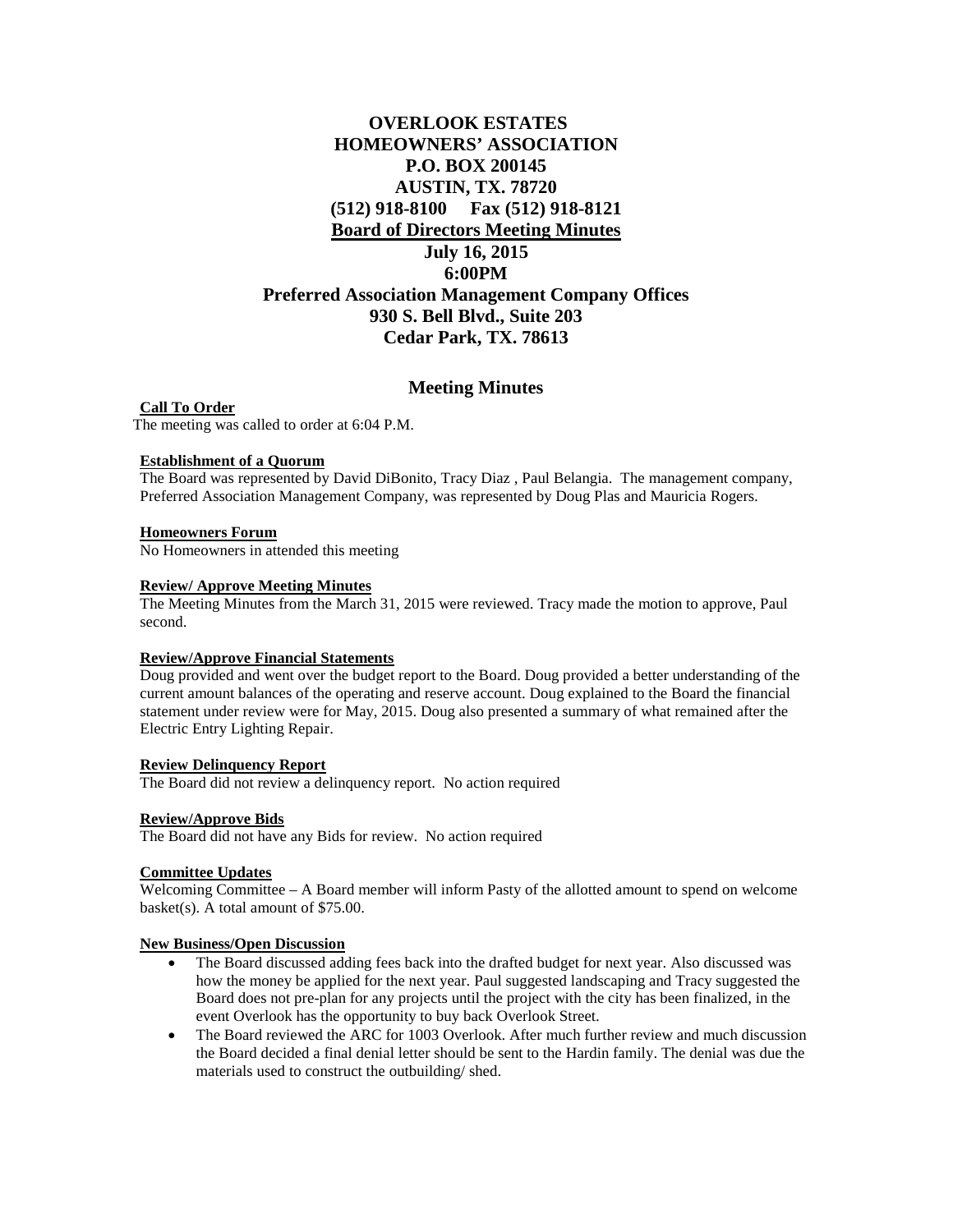# OVERLOOK ESTATES HOMEOWNERS' ASSOCIATION

**P.O. BOX 200145**
**AUSTIN, TX. 78720**
**(512) 918-8100 Fax (512) 918-8121**

**Board of Directors Meeting Minutes**

**July 16, 2015**
**6:00PM**
**Preferred Association Management Company Offices**
**930 S. Bell Blvd., Suite 203**
**Cedar Park, TX. 78613**

## Meeting Minutes

**Call To Order**

The meeting was called to order at 6:04 P.M.

**Establishment of a Quorum**

The Board was represented by David DiBonito, Tracy Diaz , Paul Belangia. The management company, Preferred Association Management Company, was represented by Doug Plas and Mauricia Rogers.

**Homeowners Forum**

No Homeowners in attended this meeting

**Review/ Approve Meeting Minutes**

The Meeting Minutes from the March 31, 2015 were reviewed. Tracy made the motion to approve, Paul second.

**Review/Approve Financial Statements**

Doug provided and went over the budget report to the Board. Doug provided a better understanding of the current amount balances of the operating and reserve account. Doug explained to the Board the financial statement under review were for May, 2015. Doug also presented a summary of what remained after the Electric Entry Lighting Repair.

**Review Delinquency Report**

The Board did not review a delinquency report. No action required

**Review/Approve Bids**

The Board did not have any Bids for review. No action required

**Committee Updates**

Welcoming Committee – A Board member will inform Pasty of the allotted amount to spend on welcome basket(s). A total amount of $75.00.

**New Business/Open Discussion**

- The Board discussed adding fees back into the drafted budget for next year. Also discussed was how the money be applied for the next year. Paul suggested landscaping and Tracy suggested the Board does not pre-plan for any projects until the project with the city has been finalized, in the event Overlook has the opportunity to buy back Overlook Street.
- The Board reviewed the ARC for 1003 Overlook. After much further review and much discussion the Board decided a final denial letter should be sent to the Hardin family. The denial was due the materials used to construct the outbuilding/ shed.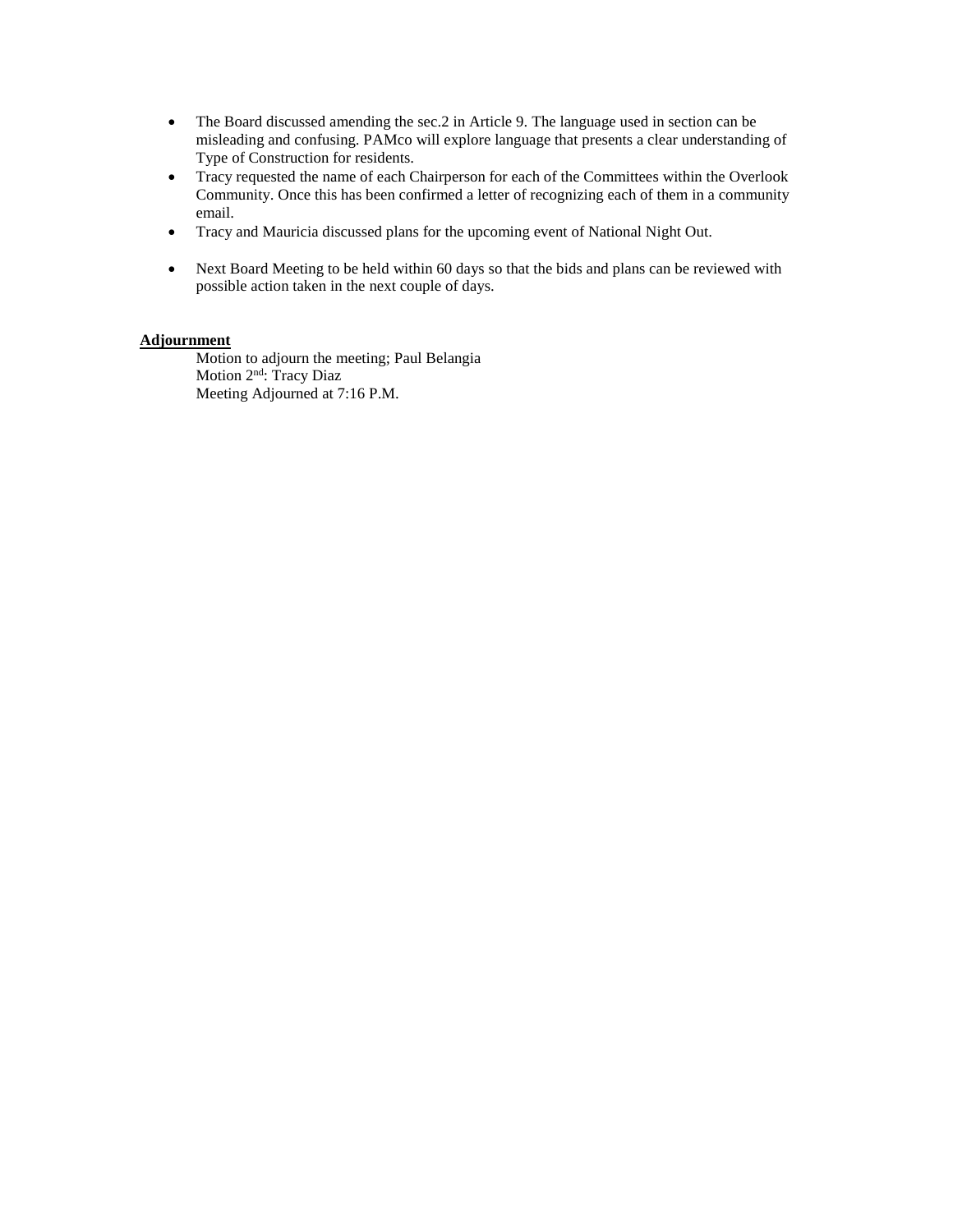- The Board discussed amending the sec.2 in Article 9. The language used in section can be misleading and confusing. PAMco will explore language that presents a clear understanding of Type of Construction for residents.
- Tracy requested the name of each Chairperson for each of the Committees within the Overlook Community. Once this has been confirmed a letter of recognizing each of them in a community email.
- Tracy and Mauricia discussed plans for the upcoming event of National Night Out.
- Next Board Meeting to be held within 60 days so that the bids and plans can be reviewed with possible action taken in the next couple of days.

**Adjournment**

Motion to adjourn the meeting; Paul Belangia
Motion 2nd: Tracy Diaz
Meeting Adjourned at 7:16 P.M.